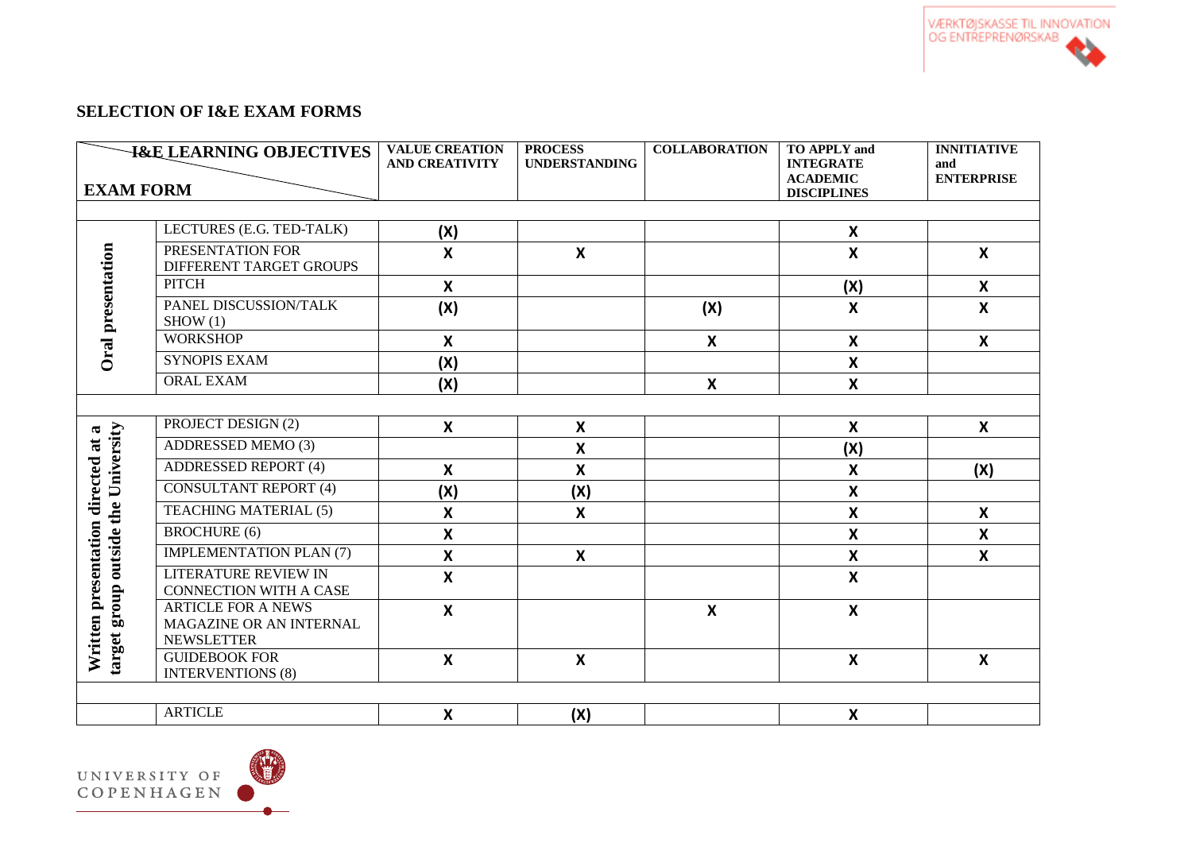## SELECTION OF I&E EXAM FORMS

| EXAM FORM | I&E LEARNING OBJECTIVES | VALUE CREATION AND CREATIVITY | PROCESS UNDERSTANDING | COLLABORATION | TO APPLY and INTEGRATE ACADEMIC DISCIPLINES | INNITIATIVE and ENTERPRISE |
|---|---|---|---|---|---|---|
| Oral presentation | LECTURES (E.G. TED-TALK) | (X) | | | X | |
| | PRESENTATION FOR DIFFERENT TARGET GROUPS | X | X | | X | X |
| | PITCH | X | | | (X) | X |
| | PANEL DISCUSSION/TALK SHOW (1) | (X) | | (X) | X | X |
| | WORKSHOP | X | | X | X | X |
| | SYNOPIS EXAM | (X) | | | X | |
| | ORAL EXAM | (X) | | X | X | |
| Written presentation directed at a target group outside the University | PROJECT DESIGN (2) | X | X | | X | X |
| | ADDRESSED MEMO (3) | | X | | (X) | |
| | ADDRESSED REPORT (4) | X | X | | X | (X) |
| | CONSULTANT REPORT (4) | (X) | (X) | | X | |
| | TEACHING MATERIAL (5) | X | X | | X | X |
| | BROCHURE (6) | X | | | X | X |
| | IMPLEMENTATION PLAN (7) | X | X | | X | X |
| | LITERATURE REVIEW IN CONNECTION WITH A CASE | X | | | X | |
| | ARTICLE FOR A NEWS MAGAZINE OR AN INTERNAL NEWSLETTER | X | | X | X | |
| | GUIDEBOOK FOR INTERVENTIONS (8) | X | X | | X | X |
| | ARTICLE | X | (X) | | X | |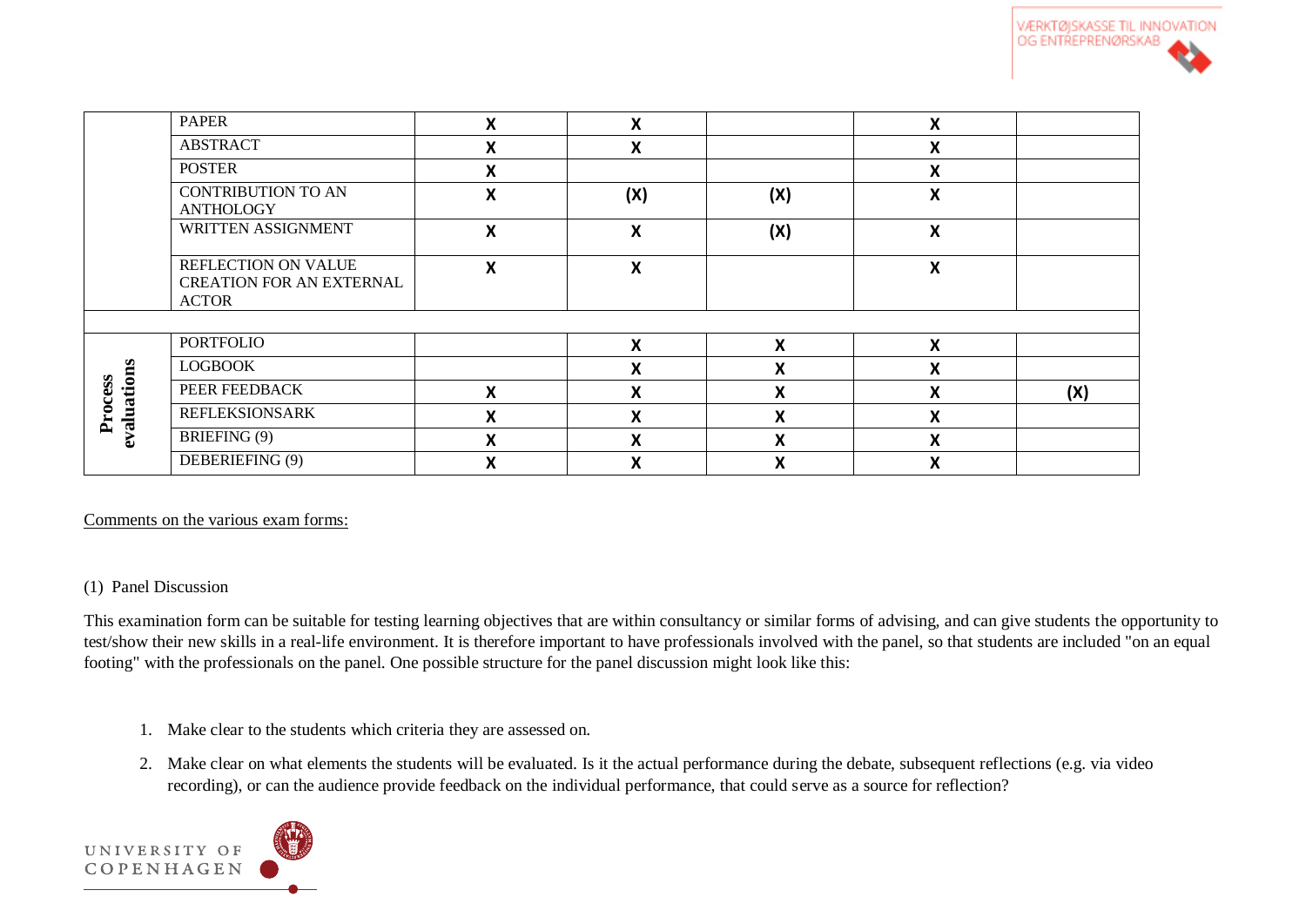| | | | | | | |
|---|---|---|---|---|---|---|
| | PAPER | X | X | | X | |
| | ABSTRACT | X | X | | X | |
| | POSTER | X | | | X | |
| | CONTRIBUTION TO AN ANTHOLOGY | X | (X) | (X) | X | |
| | WRITTEN ASSIGNMENT | X | X | (X) | X | |
| | REFLECTION ON VALUE CREATION FOR AN EXTERNAL ACTOR | X | X | | X | |
| | | | | | | |
| **Process evaluations** | PORTFOLIO | | X | X | X | |
| | LOGBOOK | | X | X | X | |
| | PEER FEEDBACK | X | X | X | X | (X) |
| | REFLEKSIONSARK | X | X | X | X | |
| | BRIEFING (9) | X | X | X | X | |
| | DEBERIEFING (9) | X | X | X | X | |

Comments on the various exam forms:

(1) Panel Discussion

This examination form can be suitable for testing learning objectives that are within consultancy or similar forms of advising, and can give students the opportunity to test/show their new skills in a real-life environment. It is therefore important to have professionals involved with the panel, so that students are included "on an equal footing" with the professionals on the panel. One possible structure for the panel discussion might look like this:

1. Make clear to the students which criteria they are assessed on.
2. Make clear on what elements the students will be evaluated. Is it the actual performance during the debate, subsequent reflections (e.g. via video recording), or can the audience provide feedback on the individual performance, that could serve as a source for reflection?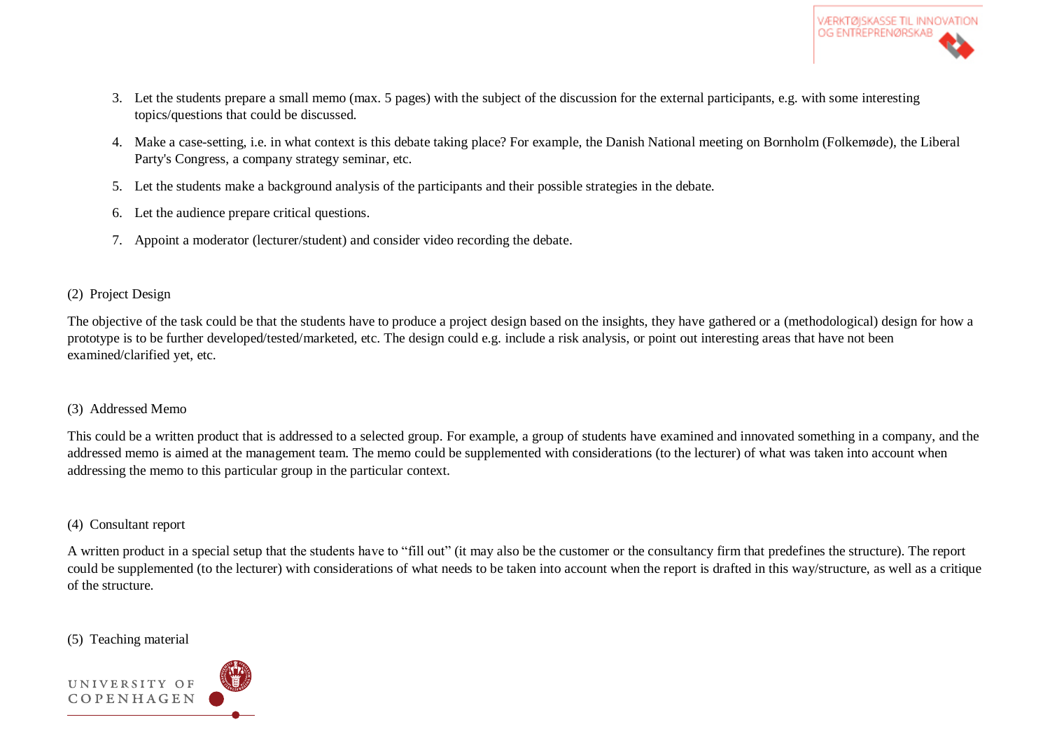3. Let the students prepare a small memo (max. 5 pages) with the subject of the discussion for the external participants, e.g. with some interesting topics/questions that could be discussed.
4. Make a case-setting, i.e. in what context is this debate taking place? For example, the Danish National meeting on Bornholm (Folkemøde), the Liberal Party's Congress, a company strategy seminar, etc.
5. Let the students make a background analysis of the participants and their possible strategies in the debate.
6. Let the audience prepare critical questions.
7. Appoint a moderator (lecturer/student) and consider video recording the debate.

(2) Project Design

The objective of the task could be that the students have to produce a project design based on the insights, they have gathered or a (methodological) design for how a prototype is to be further developed/tested/marketed, etc. The design could e.g. include a risk analysis, or point out interesting areas that have not been examined/clarified yet, etc.

(3) Addressed Memo

This could be a written product that is addressed to a selected group. For example, a group of students have examined and innovated something in a company, and the addressed memo is aimed at the management team. The memo could be supplemented with considerations (to the lecturer) of what was taken into account when addressing the memo to this particular group in the particular context.

(4) Consultant report

A written product in a special setup that the students have to "fill out" (it may also be the customer or the consultancy firm that predefines the structure). The report could be supplemented (to the lecturer) with considerations of what needs to be taken into account when the report is drafted in this way/structure, as well as a critique of the structure.

(5) Teaching material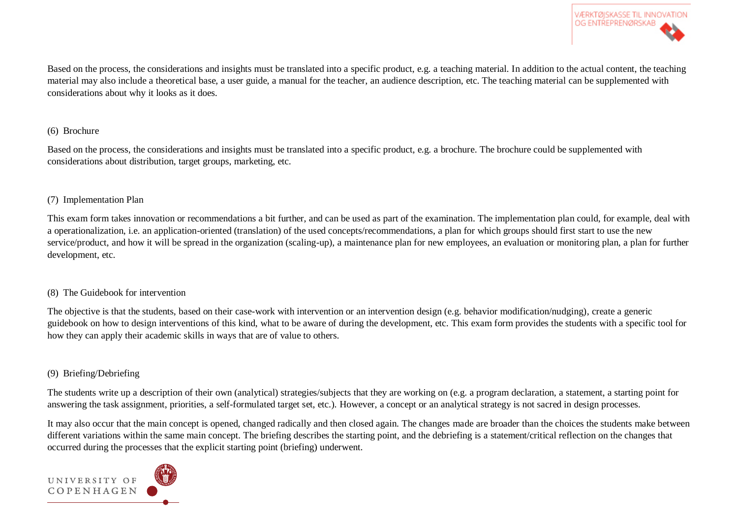Based on the process, the considerations and insights must be translated into a specific product, e.g. a teaching material. In addition to the actual content, the teaching material may also include a theoretical base, a user guide, a manual for the teacher, an audience description, etc. The teaching material can be supplemented with considerations about why it looks as it does.

(6) Brochure

Based on the process, the considerations and insights must be translated into a specific product, e.g. a brochure. The brochure could be supplemented with considerations about distribution, target groups, marketing, etc.

(7) Implementation Plan

This exam form takes innovation or recommendations a bit further, and can be used as part of the examination. The implementation plan could, for example, deal with a operationalization, i.e. an application-oriented (translation) of the used concepts/recommendations, a plan for which groups should first start to use the new service/product, and how it will be spread in the organization (scaling-up), a maintenance plan for new employees, an evaluation or monitoring plan, a plan for further development, etc.

(8) The Guidebook for intervention

The objective is that the students, based on their case-work with intervention or an intervention design (e.g. behavior modification/nudging), create a generic guidebook on how to design interventions of this kind, what to be aware of during the development, etc. This exam form provides the students with a specific tool for how they can apply their academic skills in ways that are of value to others.

(9) Briefing/Debriefing

The students write up a description of their own (analytical) strategies/subjects that they are working on (e.g. a program declaration, a statement, a starting point for answering the task assignment, priorities, a self-formulated target set, etc.). However, a concept or an analytical strategy is not sacred in design processes.

It may also occur that the main concept is opened, changed radically and then closed again. The changes made are broader than the choices the students make between different variations within the same main concept. The briefing describes the starting point, and the debriefing is a statement/critical reflection on the changes that occurred during the processes that the explicit starting point (briefing) underwent.